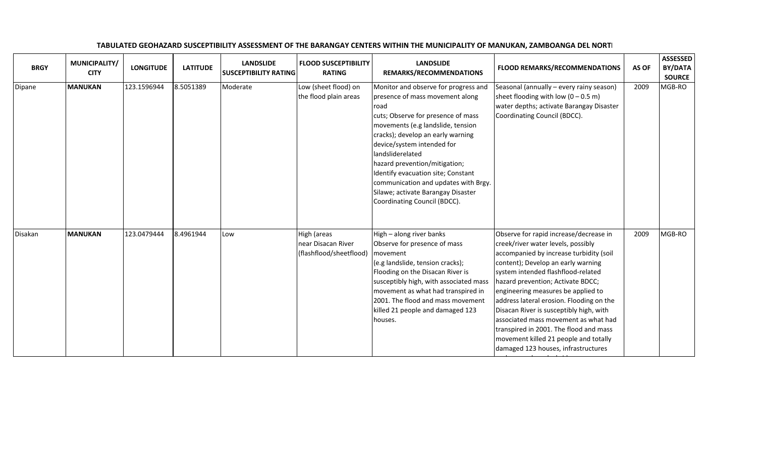**TABULATED GEOHAZARD SUSCEPTIBILITY ASSESSMENT OF THE BARANGAY CENTERS WITHIN THE MUNICIPALITY OF MANUKAN, ZAMBOANGA DEL NORTI**

| BRGY | MUNICIPALITY/ CITY | LONGITUDE | LATITUDE | LANDSLIDE SUSCEPTIBILITY RATING | FLOOD SUSCEPTIBILITY RATING | LANDSLIDE REMARKS/RECOMMENDATIONS | FLOOD REMARKS/RECOMMENDATIONS | AS OF | ASSESSED BY/DATA SOURCE |
|---|---|---|---|---|---|---|---|---|---|
| Dipane | **MANUKAN** | 123.1596944 | 8.5051389 | Moderate | Low (sheet flood) on the flood plain areas | Monitor and observe for progress and presence of mass movement along road cuts; Observe for presence of mass movements (e.g landslide, tension cracks); develop an early warning device/system intended for landsliderelated hazard prevention/mitigation; Identify evacuation site; Constant communication and updates with Brgy. Silawe; activate Barangay Disaster Coordinating Council (BDCC). | Seasonal (annually – every rainy season) sheet flooding with low (0 – 0.5 m) water depths; activate Barangay Disaster Coordinating Council (BDCC). | 2009 | MGB-RO |
| Disakan | **MANUKAN** | 123.0479444 | 8.4961944 | Low | High (areas near Disacan River (flashflood/sheetflood) | High – along river banks Observe for presence of mass movement (e.g landslide, tension cracks); Flooding on the Disacan River is susceptibly high, with associated mass movement as what had transpired in 2001. The flood and mass movement killed 21 people and damaged 123 houses. | Observe for rapid increase/decrease in creek/river water levels, possibly accompanied by increase turbidity (soil content); Develop an early warning system intended flashflood-related hazard prevention; Activate BDCC; engineering measures be applied to address lateral erosion. Flooding on the Disacan River is susceptibly high, with associated mass movement as what had transpired in 2001. The flood and mass movement killed 21 people and totally damaged 123 houses, infrastructures | 2009 | MGB-RO |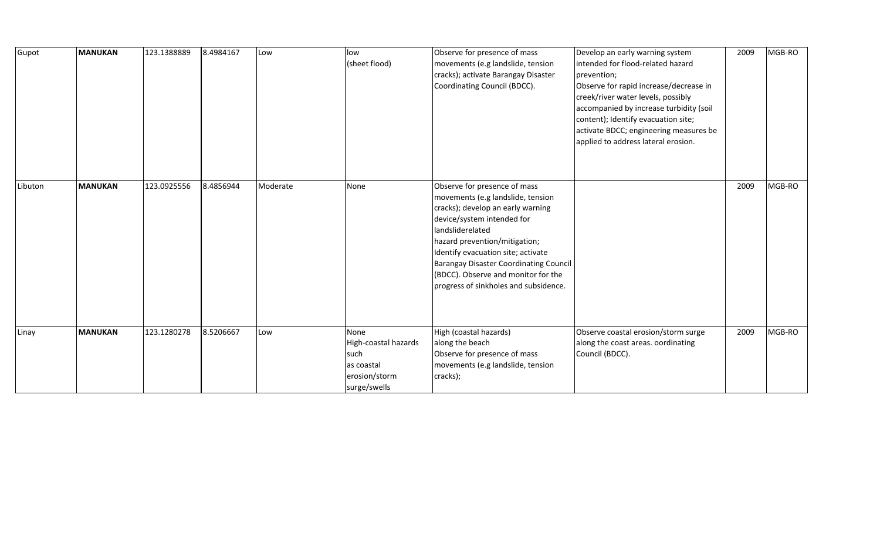| Gupot | **MANUKAN** | 123.1388889 | 8.4984167 | Low | low (sheet flood) | Observe for presence of mass movements (e.g landslide, tension cracks); activate Barangay Disaster Coordinating Council (BDCC). | Develop an early warning system intended for flood-related hazard prevention; Observe for rapid increase/decrease in creek/river water levels, possibly accompanied by increase turbidity (soil content); Identify evacuation site; activate BDCC; engineering measures be applied to address lateral erosion. | 2009 | MGB-RO |
|---|---|---|---|---|---|---|---|---|---|
| Libuton | **MANUKAN** | 123.0925556 | 8.4856944 | Moderate | None | Observe for presence of mass movements (e.g landslide, tension cracks); develop an early warning device/system intended for landsliderelated hazard prevention/mitigation; Identify evacuation site; activate Barangay Disaster Coordinating Council (BDCC). Observe and monitor for the progress of sinkholes and subsidence. | | 2009 | MGB-RO |
| Linay | **MANUKAN** | 123.1280278 | 8.5206667 | Low | None High-coastal hazards such as coastal erosion/storm surge/swells | High (coastal hazards) along the beach Observe for presence of mass movements (e.g landslide, tension cracks); | Observe coastal erosion/storm surge along the coast areas. oordinating Council (BDCC). | 2009 | MGB-RO |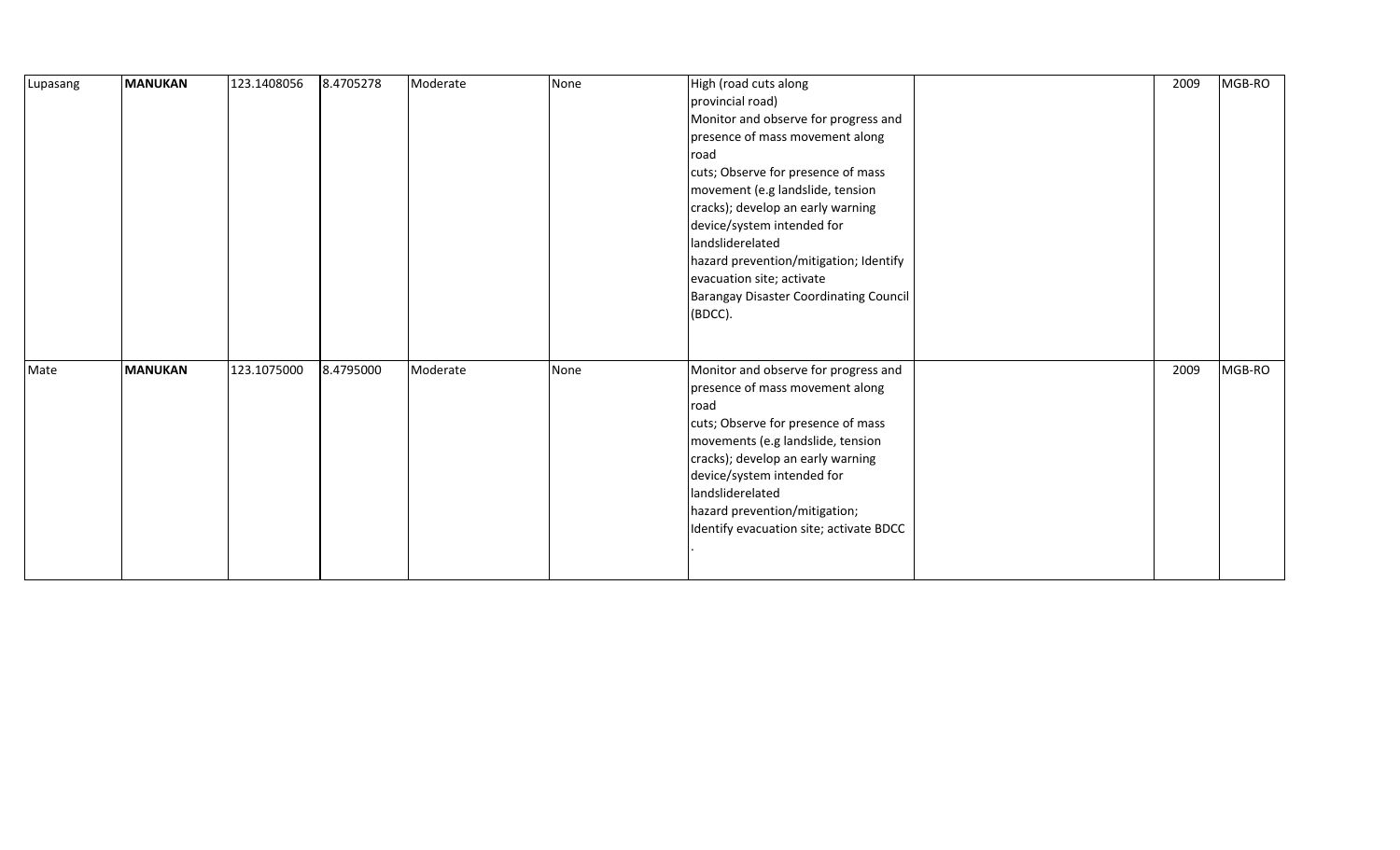| | | | | | | | | | |
|---|---|---|---|---|---|---|---|---|---|
| Lupasang | **MANUKAN** | 123.1408056 | 8.4705278 | Moderate | None | High (road cuts along provincial road) Monitor and observe for progress and presence of mass movement along road cuts; Observe for presence of mass movement (e.g landslide, tension cracks); develop an early warning device/system intended for landsliderelated hazard prevention/mitigation; Identify evacuation site; activate Barangay Disaster Coordinating Council (BDCC). | | 2009 | MGB-RO |
| Mate | **MANUKAN** | 123.1075000 | 8.4795000 | Moderate | None | Monitor and observe for progress and presence of mass movement along road cuts; Observe for presence of mass movements (e.g landslide, tension cracks); develop an early warning device/system intended for landsliderelated hazard prevention/mitigation; Identify evacuation site; activate BDCC . | | 2009 | MGB-RO |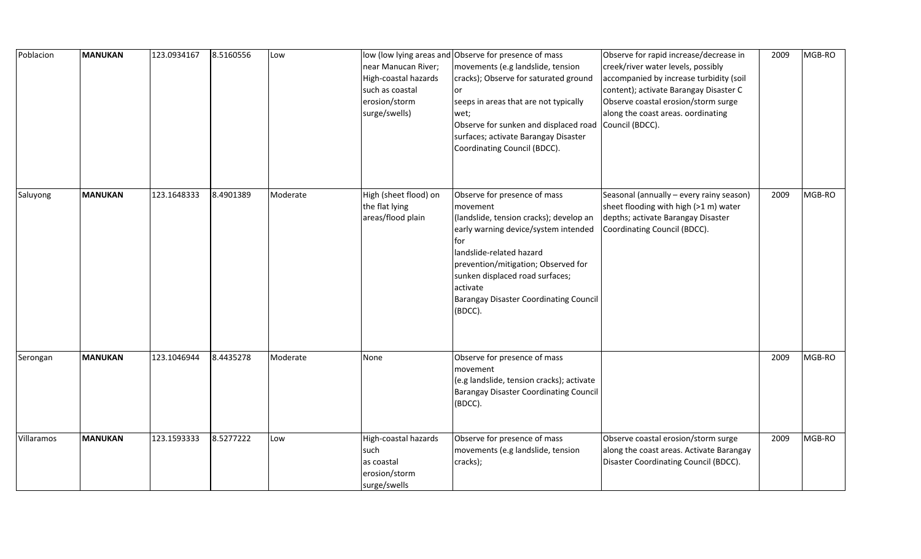| Poblacion | **MANUKAN** | 123.0934167 | 8.5160556 | Low | low (low lying areas and near Manucan River; High-coastal hazards such as coastal erosion/storm surge/swells) | Observe for presence of mass movements (e.g landslide, tension cracks); Observe for saturated ground or seeps in areas that are not typically wet; Observe for sunken and displaced road surfaces; activate Barangay Disaster Coordinating Council (BDCC). | Observe for rapid increase/decrease in creek/river water levels, possibly accompanied by increase turbidity (soil content); activate Barangay Disaster C Observe coastal erosion/storm surge along the coast areas. oordinating Council (BDCC). | 2009 | MGB-RO |
|---|---|---|---|---|---|---|---|---|---|
| Saluyong | **MANUKAN** | 123.1648333 | 8.4901389 | Moderate | High (sheet flood) on the flat lying areas/flood plain | Observe for presence of mass movement (landslide, tension cracks); develop an early warning device/system intended for landslide-related hazard prevention/mitigation; Observed for sunken displaced road surfaces; activate Barangay Disaster Coordinating Council (BDCC). | Seasonal (annually – every rainy season) sheet flooding with high (>1 m) water depths; activate Barangay Disaster Coordinating Council (BDCC). | 2009 | MGB-RO |
| Serongan | **MANUKAN** | 123.1046944 | 8.4435278 | Moderate | None | Observe for presence of mass movement (e.g landslide, tension cracks); activate Barangay Disaster Coordinating Council (BDCC). | | 2009 | MGB-RO |
| Villaramos | **MANUKAN** | 123.1593333 | 8.5277222 | Low | High-coastal hazards such as coastal erosion/storm surge/swells | Observe for presence of mass movements (e.g landslide, tension cracks); | Observe coastal erosion/storm surge along the coast areas. Activate Barangay Disaster Coordinating Council (BDCC). | 2009 | MGB-RO |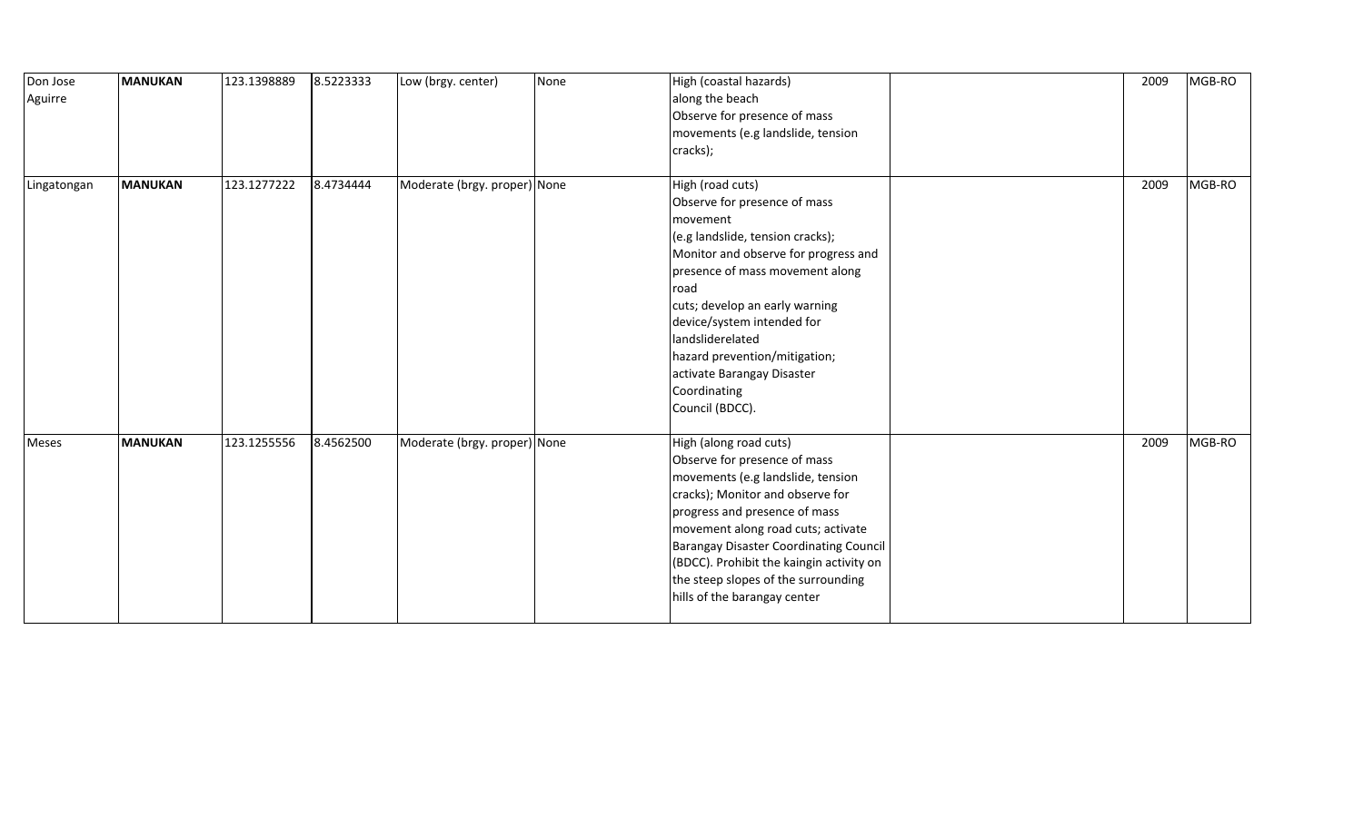| | | | | | | | | | |
|---|---|---|---|---|---|---|---|---|---|
| Don Jose Aguirre | **MANUKAN** | 123.1398889 | 8.5223333 | Low (brgy. center) | None | High (coastal hazards) along the beach Observe for presence of mass movements (e.g landslide, tension cracks); | | 2009 | MGB-RO |
| Lingatongan | **MANUKAN** | 123.1277222 | 8.4734444 | Moderate (brgy. proper) | None | High (road cuts) Observe for presence of mass movement (e.g landslide, tension cracks); Monitor and observe for progress and presence of mass movement along road cuts; develop an early warning device/system intended for landsliderelated hazard prevention/mitigation; activate Barangay Disaster Coordinating Council (BDCC). | | 2009 | MGB-RO |
| Meses | **MANUKAN** | 123.1255556 | 8.4562500 | Moderate (brgy. proper) | None | High (along road cuts) Observe for presence of mass movements (e.g landslide, tension cracks); Monitor and observe for progress and presence of mass movement along road cuts; activate Barangay Disaster Coordinating Council (BDCC). Prohibit the kaingin activity on the steep slopes of the surrounding hills of the barangay center | | 2009 | MGB-RO |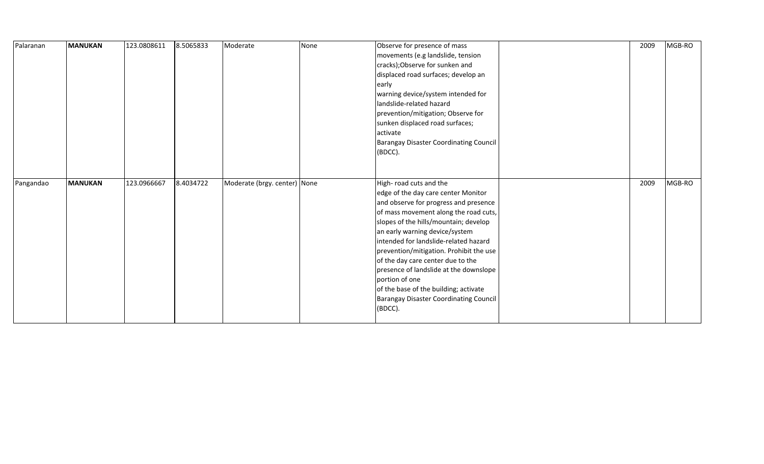| | | | | | | | | | |
|---|---|---|---|---|---|---|---|---|---|
| Palaranan | **MANUKAN** | 123.0808611 | 8.5065833 | Moderate | None | Observe for presence of mass movements (e.g landslide, tension cracks);Observe for sunken and displaced road surfaces; develop an early warning device/system intended for landslide-related hazard prevention/mitigation; Observe for sunken displaced road surfaces; activate Barangay Disaster Coordinating Council (BDCC). | | 2009 | MGB-RO |
| Pangandao | **MANUKAN** | 123.0966667 | 8.4034722 | Moderate (brgy. center) | None | High- road cuts and the edge of the day care center Monitor and observe for progress and presence of mass movement along the road cuts, slopes of the hills/mountain; develop an early warning device/system intended for landslide-related hazard prevention/mitigation. Prohibit the use of the day care center due to the presence of landslide at the downslope portion of one of the base of the building; activate Barangay Disaster Coordinating Council (BDCC). | | 2009 | MGB-RO |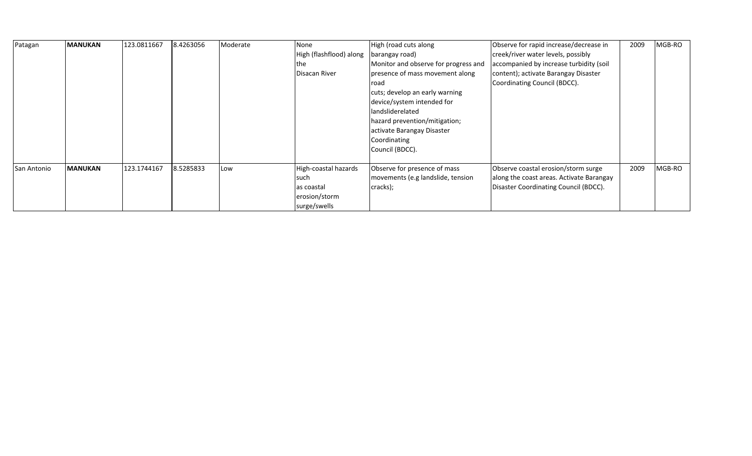| Patagan | **MANUKAN** | 123.0811667 | 8.4263056 | Moderate | None High (flashflood) along the Disacan River | High (road cuts along barangay road) Monitor and observe for progress and presence of mass movement along road cuts; develop an early warning device/system intended for landsliderelated hazard prevention/mitigation; activate Barangay Disaster Coordinating Council (BDCC). | Observe for rapid increase/decrease in creek/river water levels, possibly accompanied by increase turbidity (soil content); activate Barangay Disaster Coordinating Council (BDCC). | 2009 | MGB-RO |
|---|---|---|---|---|---|---|---|---|---|
| San Antonio | **MANUKAN** | 123.1744167 | 8.5285833 | Low | High-coastal hazards such as coastal erosion/storm surge/swells | Observe for presence of mass movements (e.g landslide, tension cracks); | Observe coastal erosion/storm surge along the coast areas. Activate Barangay Disaster Coordinating Council (BDCC). | 2009 | MGB-RO |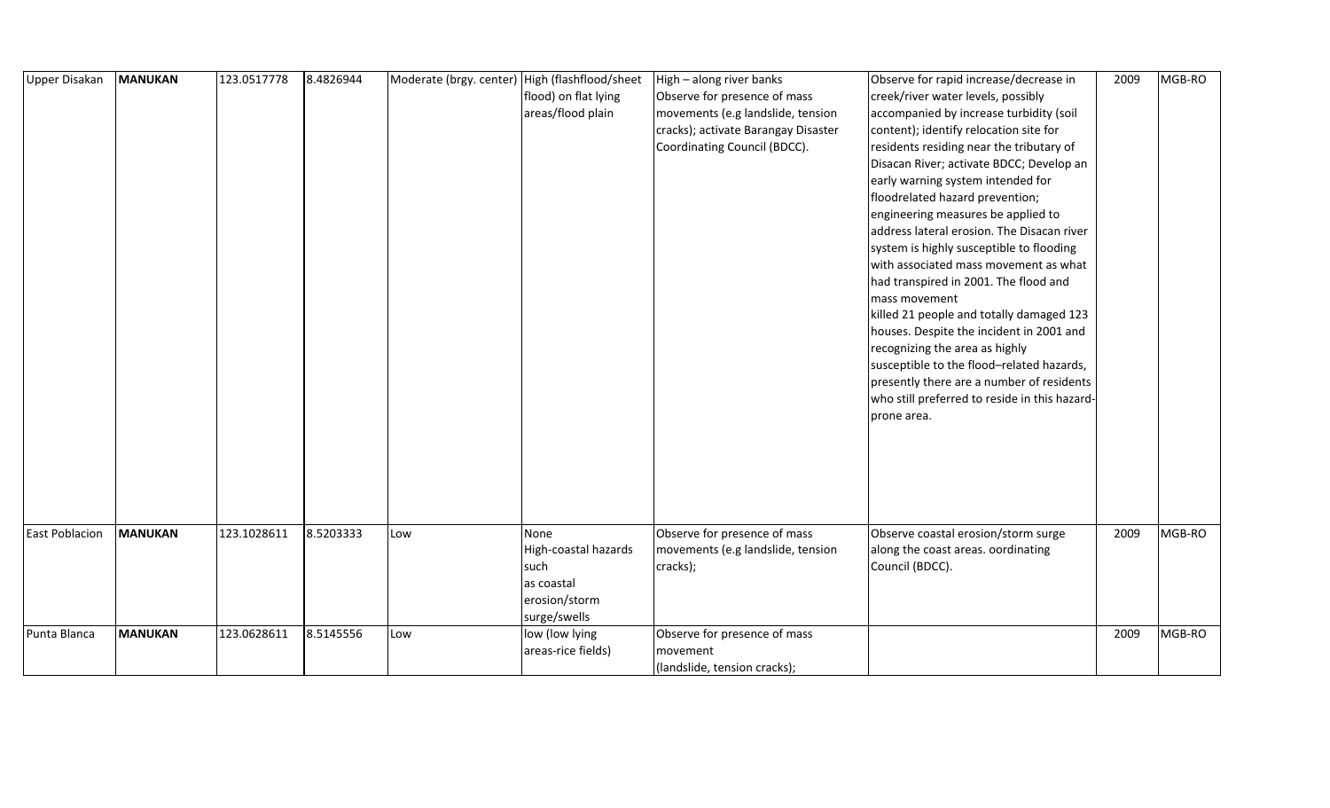| Upper Disakan | **MANUKAN** | 123.0517778 | 8.4826944 | Moderate (brgy. center) | High (flashflood/sheet flood) on flat lying areas/flood plain | High – along river banks Observe for presence of mass movements (e.g landslide, tension cracks); activate Barangay Disaster Coordinating Council (BDCC). | Observe for rapid increase/decrease in creek/river water levels, possibly accompanied by increase turbidity (soil content); identify relocation site for residents residing near the tributary of Disacan River; activate BDCC; Develop an early warning system intended for floodrelated hazard prevention; engineering measures be applied to address lateral erosion. The Disacan river system is highly susceptible to flooding with associated mass movement as what had transpired in 2001. The flood and mass movement killed 21 people and totally damaged 123 houses. Despite the incident in 2001 and recognizing the area as highly susceptible to the flood–related hazards, presently there are a number of residents who still preferred to reside in this hazard-prone area. | 2009 | MGB-RO |
|---|---|---|---|---|---|---|---|---|---|
| East Poblacion | **MANUKAN** | 123.1028611 | 8.5203333 | Low | None High-coastal hazards such as coastal erosion/storm surge/swells | Observe for presence of mass movements (e.g landslide, tension cracks); | Observe coastal erosion/storm surge along the coast areas. oordinating Council (BDCC). | 2009 | MGB-RO |
| Punta Blanca | **MANUKAN** | 123.0628611 | 8.5145556 | Low | low (low lying areas-rice fields) | Observe for presence of mass movement (landslide, tension cracks); | | 2009 | MGB-RO |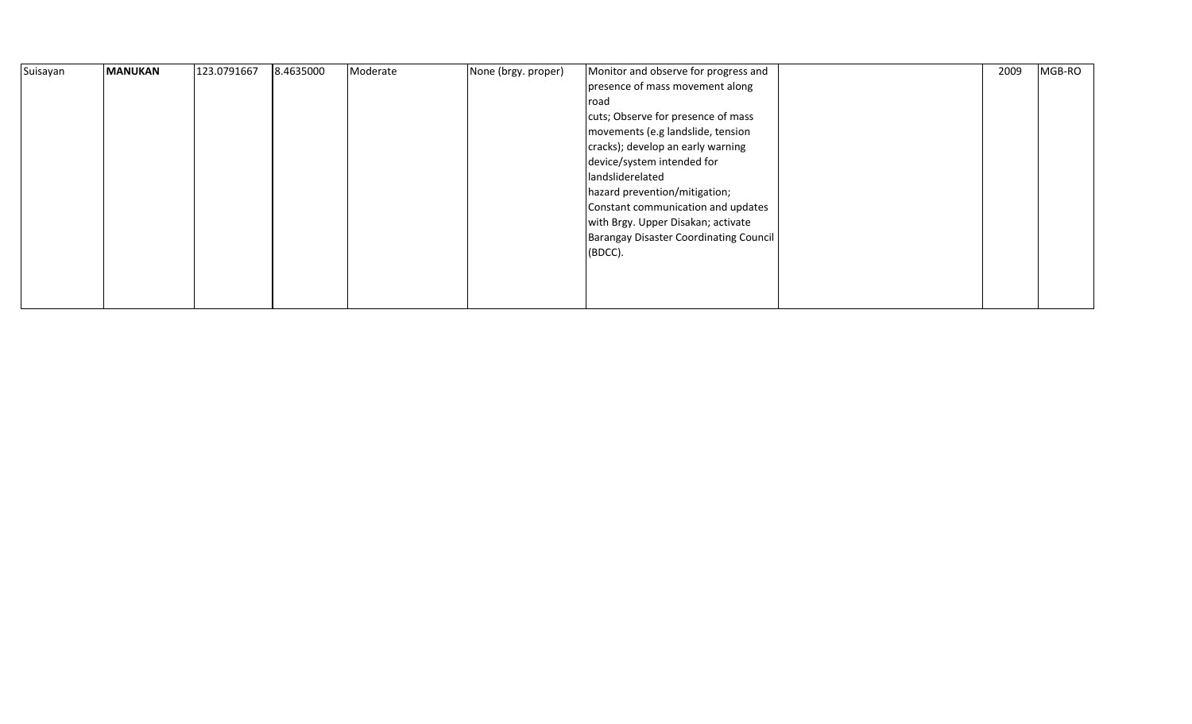| | | | | | | | | | |
|---|---|---|---|---|---|---|---|---|---|
| Suisayan | **MANUKAN** | 123.0791667 | 8.4635000 | Moderate | None (brgy. proper) | Monitor and observe for progress and presence of mass movement along road cuts; Observe for presence of mass movements (e.g landslide, tension cracks); develop an early warning device/system intended for landsliderelated hazard prevention/mitigation; Constant communication and updates with Brgy. Upper Disakan; activate Barangay Disaster Coordinating Council (BDCC). | | 2009 | MGB-RO |